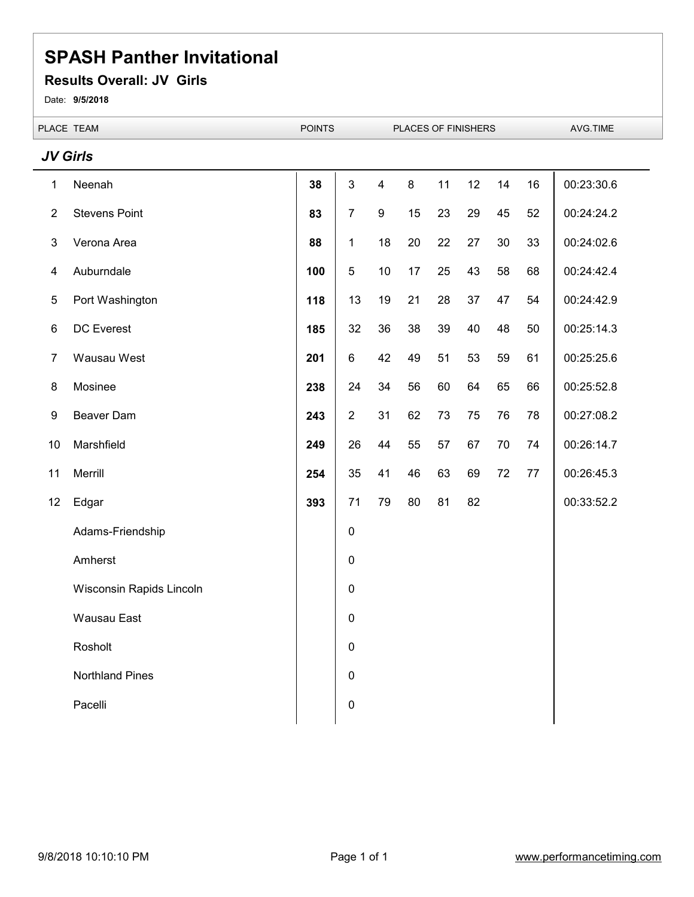# SPASH Panther Invitational

## Results Overall: JV Girls

Date: **9/5/2018**

| PLACE | TEAM | POINTS | PLACES OF FINISHERS | | | | | | | AVG.TIME |
|---|---|---|---|---|---|---|---|---|---|---|
| ***JV Girls*** | | | | | | | | | | |
| 1 | Neenah | **38** | 3 | 4 | 8 | 11 | 12 | 14 | 16 | 00:23:30.6 |
| 2 | Stevens Point | **83** | 7 | 9 | 15 | 23 | 29 | 45 | 52 | 00:24:24.2 |
| 3 | Verona Area | **88** | 1 | 18 | 20 | 22 | 27 | 30 | 33 | 00:24:02.6 |
| 4 | Auburndale | **100** | 5 | 10 | 17 | 25 | 43 | 58 | 68 | 00:24:42.4 |
| 5 | Port Washington | **118** | 13 | 19 | 21 | 28 | 37 | 47 | 54 | 00:24:42.9 |
| 6 | DC Everest | **185** | 32 | 36 | 38 | 39 | 40 | 48 | 50 | 00:25:14.3 |
| 7 | Wausau West | **201** | 6 | 42 | 49 | 51 | 53 | 59 | 61 | 00:25:25.6 |
| 8 | Mosinee | **238** | 24 | 34 | 56 | 60 | 64 | 65 | 66 | 00:25:52.8 |
| 9 | Beaver Dam | **243** | 2 | 31 | 62 | 73 | 75 | 76 | 78 | 00:27:08.2 |
| 10 | Marshfield | **249** | 26 | 44 | 55 | 57 | 67 | 70 | 74 | 00:26:14.7 |
| 11 | Merrill | **254** | 35 | 41 | 46 | 63 | 69 | 72 | 77 | 00:26:45.3 |
| 12 | Edgar | **393** | 71 | 79 | 80 | 81 | 82 | | | 00:33:52.2 |
| | Adams-Friendship | | 0 | | | | | | | |
| | Amherst | | 0 | | | | | | | |
| | Wisconsin Rapids Lincoln | | 0 | | | | | | | |
| | Wausau East | | 0 | | | | | | | |
| | Rosholt | | 0 | | | | | | | |
| | Northland Pines | | 0 | | | | | | | |
| | Pacelli | | 0 | | | | | | | |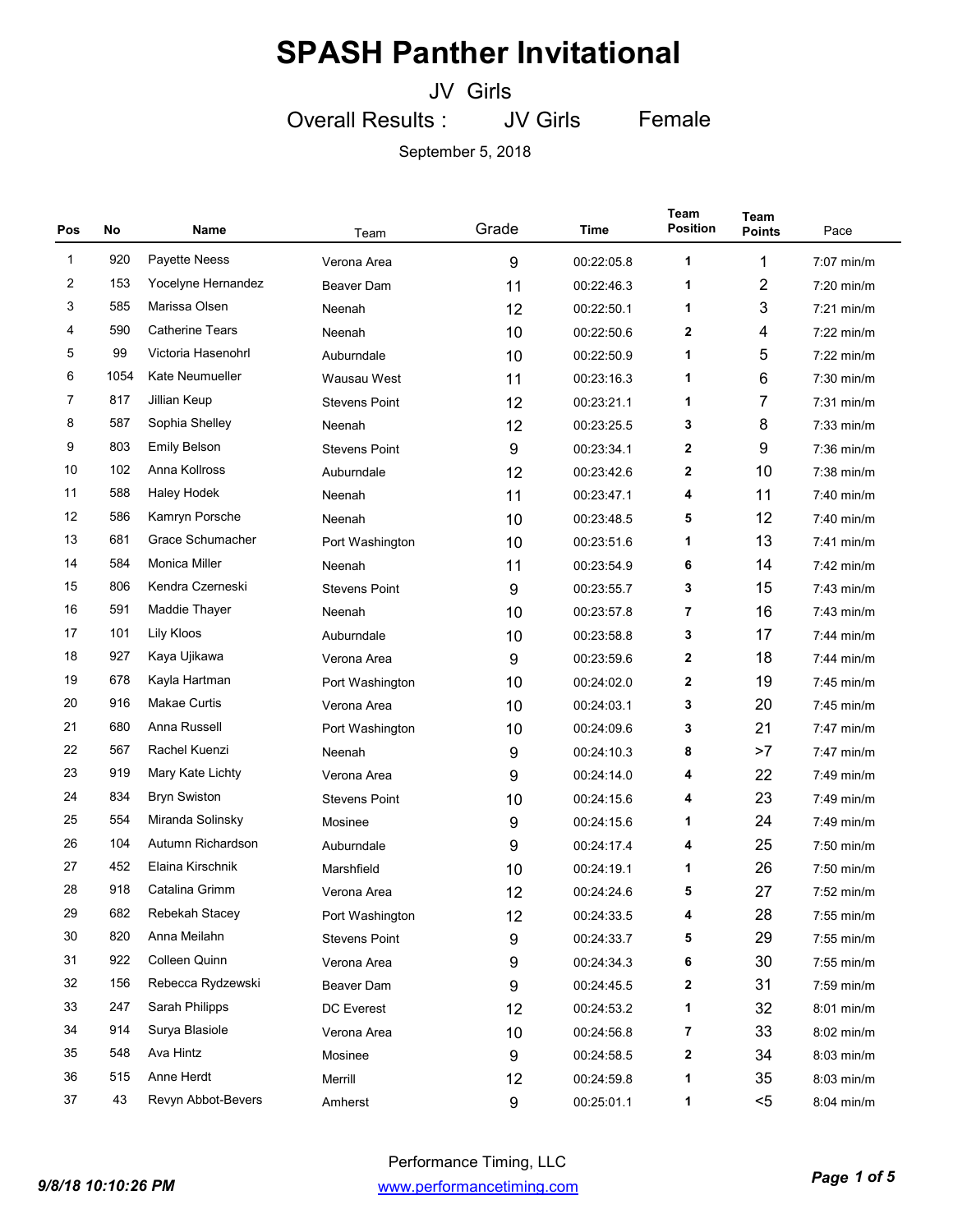# SPASH Panther Invitational

JV Girls

Overall Results : JV Girls Female

September 5, 2018

| Pos | No | Name | Team | Grade | Time | Team Position | Team Points | Pace |
|---|---|---|---|---|---|---|---|---|
| 1 | 920 | Payette Neess | Verona Area | 9 | 00:22:05.8 | 1 | 1 | 7:07 min/m |
| 2 | 153 | Yocelyne Hernandez | Beaver Dam | 11 | 00:22:46.3 | 1 | 2 | 7:20 min/m |
| 3 | 585 | Marissa Olsen | Neenah | 12 | 00:22:50.1 | 1 | 3 | 7:21 min/m |
| 4 | 590 | Catherine Tears | Neenah | 10 | 00:22:50.6 | 2 | 4 | 7:22 min/m |
| 5 | 99 | Victoria Hasenohrl | Auburndale | 10 | 00:22:50.9 | 1 | 5 | 7:22 min/m |
| 6 | 1054 | Kate Neumueller | Wausau West | 11 | 00:23:16.3 | 1 | 6 | 7:30 min/m |
| 7 | 817 | Jillian Keup | Stevens Point | 12 | 00:23:21.1 | 1 | 7 | 7:31 min/m |
| 8 | 587 | Sophia Shelley | Neenah | 12 | 00:23:25.5 | 3 | 8 | 7:33 min/m |
| 9 | 803 | Emily Belson | Stevens Point | 9 | 00:23:34.1 | 2 | 9 | 7:36 min/m |
| 10 | 102 | Anna Kollross | Auburndale | 12 | 00:23:42.6 | 2 | 10 | 7:38 min/m |
| 11 | 588 | Haley Hodek | Neenah | 11 | 00:23:47.1 | 4 | 11 | 7:40 min/m |
| 12 | 586 | Kamryn Porsche | Neenah | 10 | 00:23:48.5 | 5 | 12 | 7:40 min/m |
| 13 | 681 | Grace Schumacher | Port Washington | 10 | 00:23:51.6 | 1 | 13 | 7:41 min/m |
| 14 | 584 | Monica Miller | Neenah | 11 | 00:23:54.9 | 6 | 14 | 7:42 min/m |
| 15 | 806 | Kendra Czerneski | Stevens Point | 9 | 00:23:55.7 | 3 | 15 | 7:43 min/m |
| 16 | 591 | Maddie Thayer | Neenah | 10 | 00:23:57.8 | 7 | 16 | 7:43 min/m |
| 17 | 101 | Lily Kloos | Auburndale | 10 | 00:23:58.8 | 3 | 17 | 7:44 min/m |
| 18 | 927 | Kaya Ujikawa | Verona Area | 9 | 00:23:59.6 | 2 | 18 | 7:44 min/m |
| 19 | 678 | Kayla Hartman | Port Washington | 10 | 00:24:02.0 | 2 | 19 | 7:45 min/m |
| 20 | 916 | Makae Curtis | Verona Area | 10 | 00:24:03.1 | 3 | 20 | 7:45 min/m |
| 21 | 680 | Anna Russell | Port Washington | 10 | 00:24:09.6 | 3 | 21 | 7:47 min/m |
| 22 | 567 | Rachel Kuenzi | Neenah | 9 | 00:24:10.3 | 8 | >7 | 7:47 min/m |
| 23 | 919 | Mary Kate Lichty | Verona Area | 9 | 00:24:14.0 | 4 | 22 | 7:49 min/m |
| 24 | 834 | Bryn Swiston | Stevens Point | 10 | 00:24:15.6 | 4 | 23 | 7:49 min/m |
| 25 | 554 | Miranda Solinsky | Mosinee | 9 | 00:24:15.6 | 1 | 24 | 7:49 min/m |
| 26 | 104 | Autumn Richardson | Auburndale | 9 | 00:24:17.4 | 4 | 25 | 7:50 min/m |
| 27 | 452 | Elaina Kirschnik | Marshfield | 10 | 00:24:19.1 | 1 | 26 | 7:50 min/m |
| 28 | 918 | Catalina Grimm | Verona Area | 12 | 00:24:24.6 | 5 | 27 | 7:52 min/m |
| 29 | 682 | Rebekah Stacey | Port Washington | 12 | 00:24:33.5 | 4 | 28 | 7:55 min/m |
| 30 | 820 | Anna Meilahn | Stevens Point | 9 | 00:24:33.7 | 5 | 29 | 7:55 min/m |
| 31 | 922 | Colleen Quinn | Verona Area | 9 | 00:24:34.3 | 6 | 30 | 7:55 min/m |
| 32 | 156 | Rebecca Rydzewski | Beaver Dam | 9 | 00:24:45.5 | 2 | 31 | 7:59 min/m |
| 33 | 247 | Sarah Philipps | DC Everest | 12 | 00:24:53.2 | 1 | 32 | 8:01 min/m |
| 34 | 914 | Surya Blasiole | Verona Area | 10 | 00:24:56.8 | 7 | 33 | 8:02 min/m |
| 35 | 548 | Ava Hintz | Mosinee | 9 | 00:24:58.5 | 2 | 34 | 8:03 min/m |
| 36 | 515 | Anne Herdt | Merrill | 12 | 00:24:59.8 | 1 | 35 | 8:03 min/m |
| 37 | 43 | Revyn Abbot-Bevers | Amherst | 9 | 00:25:01.1 | 1 | <5 | 8:04 min/m |

Performance Timing, LLC

www.performancetiming.com

9/8/18 10:10:26 PM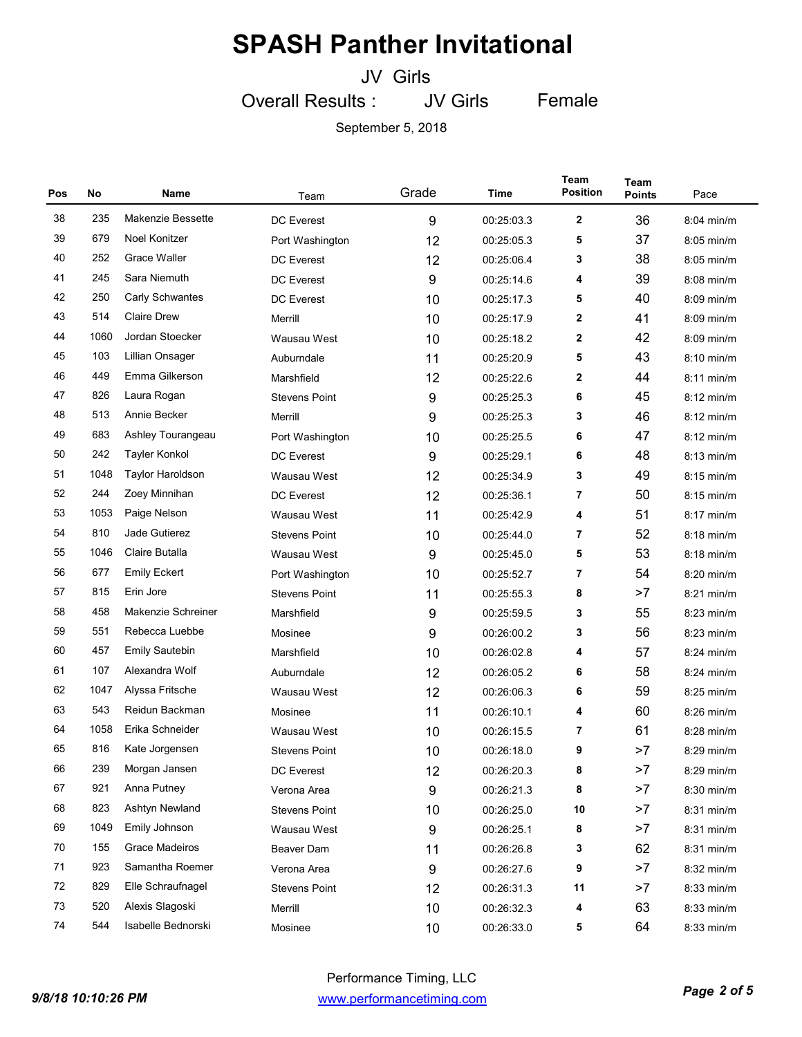# SPASH Panther Invitational

JV Girls

Overall Results : JV Girls Female

September 5, 2018

| Pos | No | Name | Team | Grade | Time | Team Position | Team Points | Pace |
|---|---|---|---|---|---|---|---|---|
| 38 | 235 | Makenzie Bessette | DC Everest | 9 | 00:25:03.3 | 2 | 36 | 8:04 min/m |
| 39 | 679 | Noel Konitzer | Port Washington | 12 | 00:25:05.3 | 5 | 37 | 8:05 min/m |
| 40 | 252 | Grace Waller | DC Everest | 12 | 00:25:06.4 | 3 | 38 | 8:05 min/m |
| 41 | 245 | Sara Niemuth | DC Everest | 9 | 00:25:14.6 | 4 | 39 | 8:08 min/m |
| 42 | 250 | Carly Schwantes | DC Everest | 10 | 00:25:17.3 | 5 | 40 | 8:09 min/m |
| 43 | 514 | Claire Drew | Merrill | 10 | 00:25:17.9 | 2 | 41 | 8:09 min/m |
| 44 | 1060 | Jordan Stoecker | Wausau West | 10 | 00:25:18.2 | 2 | 42 | 8:09 min/m |
| 45 | 103 | Lillian Onsager | Auburndale | 11 | 00:25:20.9 | 5 | 43 | 8:10 min/m |
| 46 | 449 | Emma Gilkerson | Marshfield | 12 | 00:25:22.6 | 2 | 44 | 8:11 min/m |
| 47 | 826 | Laura Rogan | Stevens Point | 9 | 00:25:25.3 | 6 | 45 | 8:12 min/m |
| 48 | 513 | Annie Becker | Merrill | 9 | 00:25:25.3 | 3 | 46 | 8:12 min/m |
| 49 | 683 | Ashley Tourangeau | Port Washington | 10 | 00:25:25.5 | 6 | 47 | 8:12 min/m |
| 50 | 242 | Tayler Konkol | DC Everest | 9 | 00:25:29.1 | 6 | 48 | 8:13 min/m |
| 51 | 1048 | Taylor Haroldson | Wausau West | 12 | 00:25:34.9 | 3 | 49 | 8:15 min/m |
| 52 | 244 | Zoey Minnihan | DC Everest | 12 | 00:25:36.1 | 7 | 50 | 8:15 min/m |
| 53 | 1053 | Paige Nelson | Wausau West | 11 | 00:25:42.9 | 4 | 51 | 8:17 min/m |
| 54 | 810 | Jade Gutierez | Stevens Point | 10 | 00:25:44.0 | 7 | 52 | 8:18 min/m |
| 55 | 1046 | Claire Butalla | Wausau West | 9 | 00:25:45.0 | 5 | 53 | 8:18 min/m |
| 56 | 677 | Emily Eckert | Port Washington | 10 | 00:25:52.7 | 7 | 54 | 8:20 min/m |
| 57 | 815 | Erin Jore | Stevens Point | 11 | 00:25:55.3 | 8 | >7 | 8:21 min/m |
| 58 | 458 | Makenzie Schreiner | Marshfield | 9 | 00:25:59.5 | 3 | 55 | 8:23 min/m |
| 59 | 551 | Rebecca Luebbe | Mosinee | 9 | 00:26:00.2 | 3 | 56 | 8:23 min/m |
| 60 | 457 | Emily Sautebin | Marshfield | 10 | 00:26:02.8 | 4 | 57 | 8:24 min/m |
| 61 | 107 | Alexandra Wolf | Auburndale | 12 | 00:26:05.2 | 6 | 58 | 8:24 min/m |
| 62 | 1047 | Alyssa Fritsche | Wausau West | 12 | 00:26:06.3 | 6 | 59 | 8:25 min/m |
| 63 | 543 | Reidun Backman | Mosinee | 11 | 00:26:10.1 | 4 | 60 | 8:26 min/m |
| 64 | 1058 | Erika Schneider | Wausau West | 10 | 00:26:15.5 | 7 | 61 | 8:28 min/m |
| 65 | 816 | Kate Jorgensen | Stevens Point | 10 | 00:26:18.0 | 9 | >7 | 8:29 min/m |
| 66 | 239 | Morgan Jansen | DC Everest | 12 | 00:26:20.3 | 8 | >7 | 8:29 min/m |
| 67 | 921 | Anna Putney | Verona Area | 9 | 00:26:21.3 | 8 | >7 | 8:30 min/m |
| 68 | 823 | Ashtyn Newland | Stevens Point | 10 | 00:26:25.0 | 10 | >7 | 8:31 min/m |
| 69 | 1049 | Emily Johnson | Wausau West | 9 | 00:26:25.1 | 8 | >7 | 8:31 min/m |
| 70 | 155 | Grace Madeiros | Beaver Dam | 11 | 00:26:26.8 | 3 | 62 | 8:31 min/m |
| 71 | 923 | Samantha Roemer | Verona Area | 9 | 00:26:27.6 | 9 | >7 | 8:32 min/m |
| 72 | 829 | Elle Schraufnagel | Stevens Point | 12 | 00:26:31.3 | 11 | >7 | 8:33 min/m |
| 73 | 520 | Alexis Slagoski | Merrill | 10 | 00:26:32.3 | 4 | 63 | 8:33 min/m |
| 74 | 544 | Isabelle Bednorski | Mosinee | 10 | 00:26:33.0 | 5 | 64 | 8:33 min/m |

Performance Timing, LLC

www.performancetiming.com

*9/8/18 10:10:26 PM*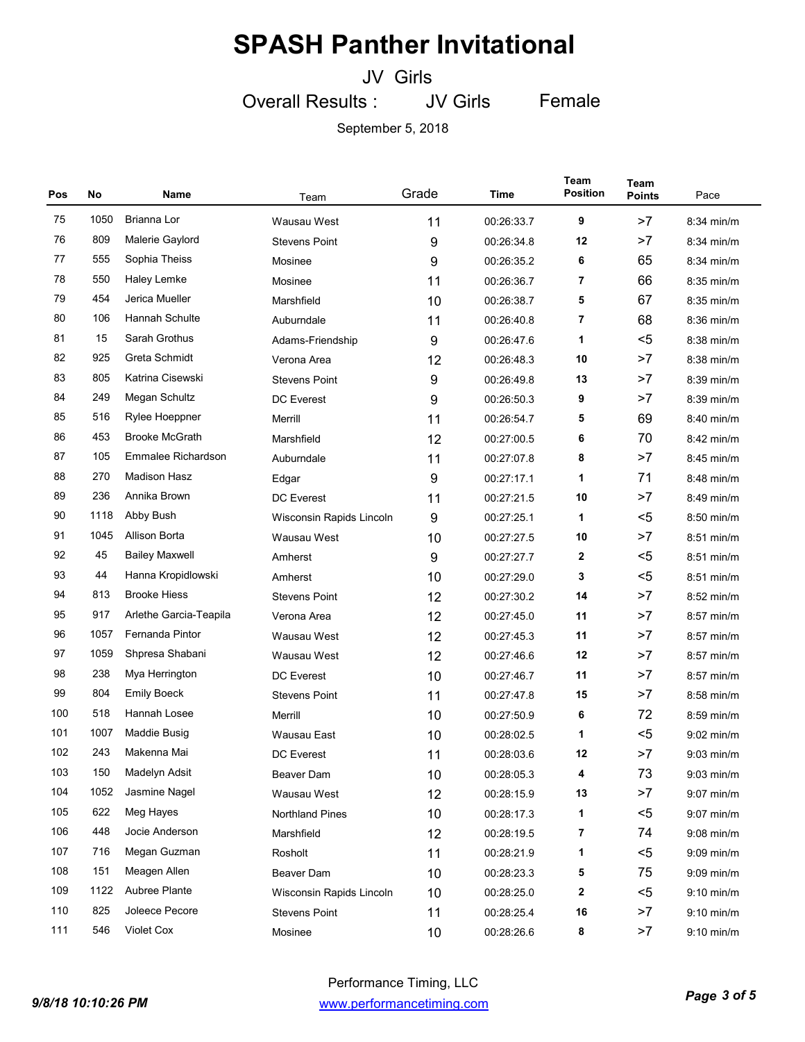# SPASH Panther Invitational

JV Girls

Overall Results : JV Girls Female

September 5, 2018

| Pos | No | Name | Team | Grade | Time | Team Position | Team Points | Pace |
|---|---|---|---|---|---|---|---|---|
| 75 | 1050 | Brianna Lor | Wausau West | 11 | 00:26:33.7 | 9 | >7 | 8:34 min/m |
| 76 | 809 | Malerie Gaylord | Stevens Point | 9 | 00:26:34.8 | 12 | >7 | 8:34 min/m |
| 77 | 555 | Sophia Theiss | Mosinee | 9 | 00:26:35.2 | 6 | 65 | 8:34 min/m |
| 78 | 550 | Haley Lemke | Mosinee | 11 | 00:26:36.7 | 7 | 66 | 8:35 min/m |
| 79 | 454 | Jerica Mueller | Marshfield | 10 | 00:26:38.7 | 5 | 67 | 8:35 min/m |
| 80 | 106 | Hannah Schulte | Auburndale | 11 | 00:26:40.8 | 7 | 68 | 8:36 min/m |
| 81 | 15 | Sarah Grothus | Adams-Friendship | 9 | 00:26:47.6 | 1 | <5 | 8:38 min/m |
| 82 | 925 | Greta Schmidt | Verona Area | 12 | 00:26:48.3 | 10 | >7 | 8:38 min/m |
| 83 | 805 | Katrina Cisewski | Stevens Point | 9 | 00:26:49.8 | 13 | >7 | 8:39 min/m |
| 84 | 249 | Megan Schultz | DC Everest | 9 | 00:26:50.3 | 9 | >7 | 8:39 min/m |
| 85 | 516 | Rylee Hoeppner | Merrill | 11 | 00:26:54.7 | 5 | 69 | 8:40 min/m |
| 86 | 453 | Brooke McGrath | Marshfield | 12 | 00:27:00.5 | 6 | 70 | 8:42 min/m |
| 87 | 105 | Emmalee Richardson | Auburndale | 11 | 00:27:07.8 | 8 | >7 | 8:45 min/m |
| 88 | 270 | Madison Hasz | Edgar | 9 | 00:27:17.1 | 1 | 71 | 8:48 min/m |
| 89 | 236 | Annika Brown | DC Everest | 11 | 00:27:21.5 | 10 | >7 | 8:49 min/m |
| 90 | 1118 | Abby Bush | Wisconsin Rapids Lincoln | 9 | 00:27:25.1 | 1 | <5 | 8:50 min/m |
| 91 | 1045 | Allison Borta | Wausau West | 10 | 00:27:27.5 | 10 | >7 | 8:51 min/m |
| 92 | 45 | Bailey Maxwell | Amherst | 9 | 00:27:27.7 | 2 | <5 | 8:51 min/m |
| 93 | 44 | Hanna Kropidlowski | Amherst | 10 | 00:27:29.0 | 3 | <5 | 8:51 min/m |
| 94 | 813 | Brooke Hiess | Stevens Point | 12 | 00:27:30.2 | 14 | >7 | 8:52 min/m |
| 95 | 917 | Arlethe Garcia-Teapila | Verona Area | 12 | 00:27:45.0 | 11 | >7 | 8:57 min/m |
| 96 | 1057 | Fernanda Pintor | Wausau West | 12 | 00:27:45.3 | 11 | >7 | 8:57 min/m |
| 97 | 1059 | Shpresa Shabani | Wausau West | 12 | 00:27:46.6 | 12 | >7 | 8:57 min/m |
| 98 | 238 | Mya Herrington | DC Everest | 10 | 00:27:46.7 | 11 | >7 | 8:57 min/m |
| 99 | 804 | Emily Boeck | Stevens Point | 11 | 00:27:47.8 | 15 | >7 | 8:58 min/m |
| 100 | 518 | Hannah Losee | Merrill | 10 | 00:27:50.9 | 6 | 72 | 8:59 min/m |
| 101 | 1007 | Maddie Busig | Wausau East | 10 | 00:28:02.5 | 1 | <5 | 9:02 min/m |
| 102 | 243 | Makenna Mai | DC Everest | 11 | 00:28:03.6 | 12 | >7 | 9:03 min/m |
| 103 | 150 | Madelyn Adsit | Beaver Dam | 10 | 00:28:05.3 | 4 | 73 | 9:03 min/m |
| 104 | 1052 | Jasmine Nagel | Wausau West | 12 | 00:28:15.9 | 13 | >7 | 9:07 min/m |
| 105 | 622 | Meg Hayes | Northland Pines | 10 | 00:28:17.3 | 1 | <5 | 9:07 min/m |
| 106 | 448 | Jocie Anderson | Marshfield | 12 | 00:28:19.5 | 7 | 74 | 9:08 min/m |
| 107 | 716 | Megan Guzman | Rosholt | 11 | 00:28:21.9 | 1 | <5 | 9:09 min/m |
| 108 | 151 | Meagen Allen | Beaver Dam | 10 | 00:28:23.3 | 5 | 75 | 9:09 min/m |
| 109 | 1122 | Aubree Plante | Wisconsin Rapids Lincoln | 10 | 00:28:25.0 | 2 | <5 | 9:10 min/m |
| 110 | 825 | Joleece Pecore | Stevens Point | 11 | 00:28:25.4 | 16 | >7 | 9:10 min/m |
| 111 | 546 | Violet Cox | Mosinee | 10 | 00:28:26.6 | 8 | >7 | 9:10 min/m |

Performance Timing, LLC

www.performancetiming.com

*9/8/18 10:10:26 PM*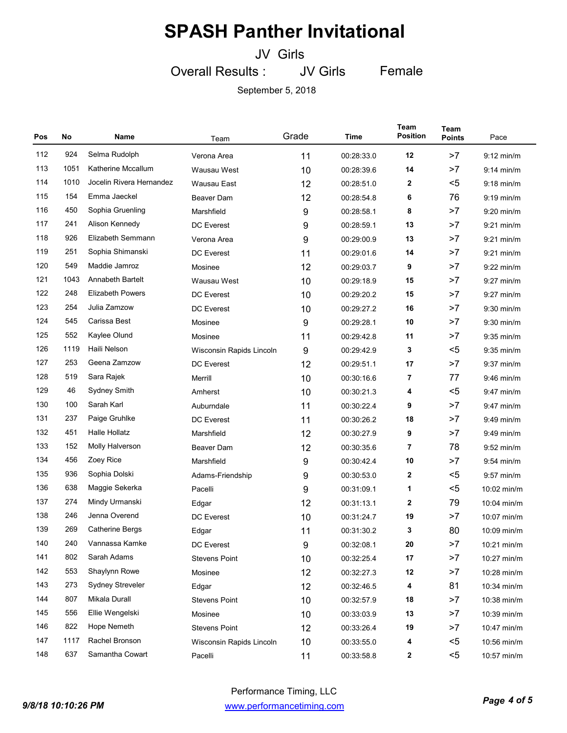# SPASH Panther Invitational

JV Girls

Overall Results : JV Girls Female

September 5, 2018

| Pos | No | Name | Team | Grade | Time | Team Position | Team Points | Pace |
|---|---|---|---|---|---|---|---|---|
| 112 | 924 | Selma Rudolph | Verona Area | 11 | 00:28:33.0 | 12 | >7 | 9:12 min/m |
| 113 | 1051 | Katherine Mccallum | Wausau West | 10 | 00:28:39.6 | 14 | >7 | 9:14 min/m |
| 114 | 1010 | Jocelin Rivera Hernandez | Wausau East | 12 | 00:28:51.0 | 2 | <5 | 9:18 min/m |
| 115 | 154 | Emma Jaeckel | Beaver Dam | 12 | 00:28:54.8 | 6 | 76 | 9:19 min/m |
| 116 | 450 | Sophia Gruenling | Marshfield | 9 | 00:28:58.1 | 8 | >7 | 9:20 min/m |
| 117 | 241 | Alison Kennedy | DC Everest | 9 | 00:28:59.1 | 13 | >7 | 9:21 min/m |
| 118 | 926 | Elizabeth Semmann | Verona Area | 9 | 00:29:00.9 | 13 | >7 | 9:21 min/m |
| 119 | 251 | Sophia Shimanski | DC Everest | 11 | 00:29:01.6 | 14 | >7 | 9:21 min/m |
| 120 | 549 | Maddie Jamroz | Mosinee | 12 | 00:29:03.7 | 9 | >7 | 9:22 min/m |
| 121 | 1043 | Annabeth Bartelt | Wausau West | 10 | 00:29:18.9 | 15 | >7 | 9:27 min/m |
| 122 | 248 | Elizabeth Powers | DC Everest | 10 | 00:29:20.2 | 15 | >7 | 9:27 min/m |
| 123 | 254 | Julia Zamzow | DC Everest | 10 | 00:29:27.2 | 16 | >7 | 9:30 min/m |
| 124 | 545 | Carissa Best | Mosinee | 9 | 00:29:28.1 | 10 | >7 | 9:30 min/m |
| 125 | 552 | Kaylee Olund | Mosinee | 11 | 00:29:42.8 | 11 | >7 | 9:35 min/m |
| 126 | 1119 | Haili Nelson | Wisconsin Rapids Lincoln | 9 | 00:29:42.9 | 3 | <5 | 9:35 min/m |
| 127 | 253 | Geena Zamzow | DC Everest | 12 | 00:29:51.1 | 17 | >7 | 9:37 min/m |
| 128 | 519 | Sara Rajek | Merrill | 10 | 00:30:16.6 | 7 | 77 | 9:46 min/m |
| 129 | 46 | Sydney Smith | Amherst | 10 | 00:30:21.3 | 4 | <5 | 9:47 min/m |
| 130 | 100 | Sarah Karl | Auburndale | 11 | 00:30:22.4 | 9 | >7 | 9:47 min/m |
| 131 | 237 | Paige Gruhlke | DC Everest | 11 | 00:30:26.2 | 18 | >7 | 9:49 min/m |
| 132 | 451 | Halle Hollatz | Marshfield | 12 | 00:30:27.9 | 9 | >7 | 9:49 min/m |
| 133 | 152 | Molly Halverson | Beaver Dam | 12 | 00:30:35.6 | 7 | 78 | 9:52 min/m |
| 134 | 456 | Zoey Rice | Marshfield | 9 | 00:30:42.4 | 10 | >7 | 9:54 min/m |
| 135 | 936 | Sophia Dolski | Adams-Friendship | 9 | 00:30:53.0 | 2 | <5 | 9:57 min/m |
| 136 | 638 | Maggie Sekerka | Pacelli | 9 | 00:31:09.1 | 1 | <5 | 10:02 min/m |
| 137 | 274 | Mindy Urmanski | Edgar | 12 | 00:31:13.1 | 2 | 79 | 10:04 min/m |
| 138 | 246 | Jenna Overend | DC Everest | 10 | 00:31:24.7 | 19 | >7 | 10:07 min/m |
| 139 | 269 | Catherine Bergs | Edgar | 11 | 00:31:30.2 | 3 | 80 | 10:09 min/m |
| 140 | 240 | Vannassa Kamke | DC Everest | 9 | 00:32:08.1 | 20 | >7 | 10:21 min/m |
| 141 | 802 | Sarah Adams | Stevens Point | 10 | 00:32:25.4 | 17 | >7 | 10:27 min/m |
| 142 | 553 | Shaylynn Rowe | Mosinee | 12 | 00:32:27.3 | 12 | >7 | 10:28 min/m |
| 143 | 273 | Sydney Streveler | Edgar | 12 | 00:32:46.5 | 4 | 81 | 10:34 min/m |
| 144 | 807 | Mikala Durall | Stevens Point | 10 | 00:32:57.9 | 18 | >7 | 10:38 min/m |
| 145 | 556 | Ellie Wengelski | Mosinee | 10 | 00:33:03.9 | 13 | >7 | 10:39 min/m |
| 146 | 822 | Hope Nemeth | Stevens Point | 12 | 00:33:26.4 | 19 | >7 | 10:47 min/m |
| 147 | 1117 | Rachel Bronson | Wisconsin Rapids Lincoln | 10 | 00:33:55.0 | 4 | <5 | 10:56 min/m |
| 148 | 637 | Samantha Cowart | Pacelli | 11 | 00:33:58.8 | 2 | <5 | 10:57 min/m |

Performance Timing, LLC

www.performancetiming.com

*9/8/18 10:10:26 PM*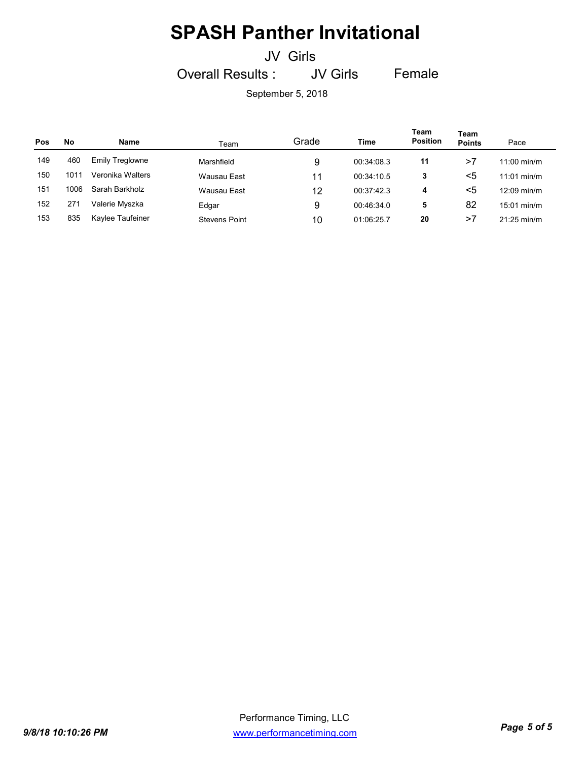# SPASH Panther Invitational

JV Girls

Overall Results : JV Girls Female

September 5, 2018

| Pos | No | Name | Team | Grade | Time | Team Position | Team Points | Pace |
|---|---|---|---|---|---|---|---|---|
| 149 | 460 | Emily Treglowne | Marshfield | 9 | 00:34:08.3 | 11 | >7 | 11:00 min/m |
| 150 | 1011 | Veronika Walters | Wausau East | 11 | 00:34:10.5 | 3 | <5 | 11:01 min/m |
| 151 | 1006 | Sarah Barkholz | Wausau East | 12 | 00:37:42.3 | 4 | <5 | 12:09 min/m |
| 152 | 271 | Valerie Myszka | Edgar | 9 | 00:46:34.0 | 5 | 82 | 15:01 min/m |
| 153 | 835 | Kaylee Taufeiner | Stevens Point | 10 | 01:06:25.7 | 20 | >7 | 21:25 min/m |

Performance Timing, LLC

www.performancetiming.com

*9/8/18 10:10:26 PM*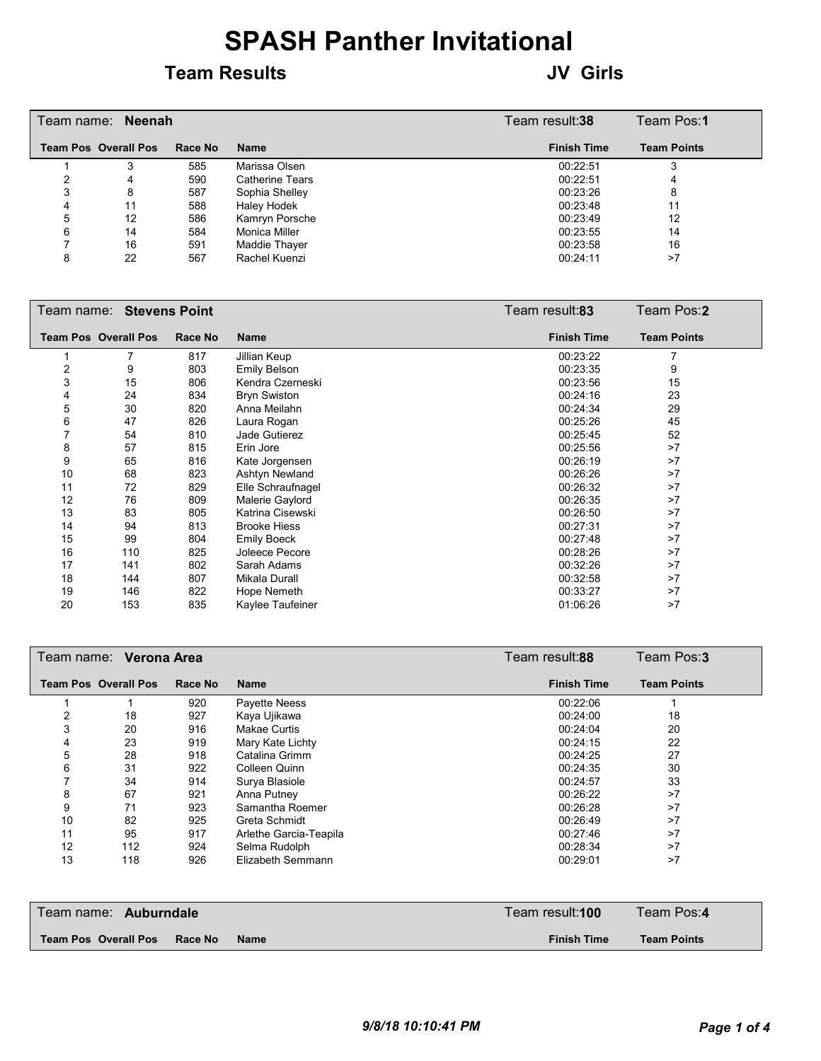# SPASH Panther Invitational

## Team Results JV Girls

**Team name: Neenah** | Team result: **38** | Team Pos: **1**

| Team Pos | Overall Pos | Race No | Name | Finish Time | Team Points |
|---|---|---|---|---|---|
| 1 | 3 | 585 | Marissa Olsen | 00:22:51 | 3 |
| 2 | 4 | 590 | Catherine Tears | 00:22:51 | 4 |
| 3 | 8 | 587 | Sophia Shelley | 00:23:26 | 8 |
| 4 | 11 | 588 | Haley Hodek | 00:23:48 | 11 |
| 5 | 12 | 586 | Kamryn Porsche | 00:23:49 | 12 |
| 6 | 14 | 584 | Monica Miller | 00:23:55 | 14 |
| 7 | 16 | 591 | Maddie Thayer | 00:23:58 | 16 |
| 8 | 22 | 567 | Rachel Kuenzi | 00:24:11 | >7 |

**Team name: Stevens Point** | Team result: **83** | Team Pos: **2**

| Team Pos | Overall Pos | Race No | Name | Finish Time | Team Points |
|---|---|---|---|---|---|
| 1 | 7 | 817 | Jillian Keup | 00:23:22 | 7 |
| 2 | 9 | 803 | Emily Belson | 00:23:35 | 9 |
| 3 | 15 | 806 | Kendra Czerneski | 00:23:56 | 15 |
| 4 | 24 | 834 | Bryn Swiston | 00:24:16 | 23 |
| 5 | 30 | 820 | Anna Meilahn | 00:24:34 | 29 |
| 6 | 47 | 826 | Laura Rogan | 00:25:26 | 45 |
| 7 | 54 | 810 | Jade Gutierez | 00:25:45 | 52 |
| 8 | 57 | 815 | Erin Jore | 00:25:56 | >7 |
| 9 | 65 | 816 | Kate Jorgensen | 00:26:19 | >7 |
| 10 | 68 | 823 | Ashtyn Newland | 00:26:26 | >7 |
| 11 | 72 | 829 | Elle Schraufnagel | 00:26:32 | >7 |
| 12 | 76 | 809 | Malerie Gaylord | 00:26:35 | >7 |
| 13 | 83 | 805 | Katrina Cisewski | 00:26:50 | >7 |
| 14 | 94 | 813 | Brooke Hiess | 00:27:31 | >7 |
| 15 | 99 | 804 | Emily Boeck | 00:27:48 | >7 |
| 16 | 110 | 825 | Joleece Pecore | 00:28:26 | >7 |
| 17 | 141 | 802 | Sarah Adams | 00:32:26 | >7 |
| 18 | 144 | 807 | Mikala Durall | 00:32:58 | >7 |
| 19 | 146 | 822 | Hope Nemeth | 00:33:27 | >7 |
| 20 | 153 | 835 | Kaylee Taufeiner | 01:06:26 | >7 |

**Team name: Verona Area** | Team result: **88** | Team Pos: **3**

| Team Pos | Overall Pos | Race No | Name | Finish Time | Team Points |
|---|---|---|---|---|---|
| 1 | 1 | 920 | Payette Neess | 00:22:06 | 1 |
| 2 | 18 | 927 | Kaya Ujikawa | 00:24:00 | 18 |
| 3 | 20 | 916 | Makae Curtis | 00:24:04 | 20 |
| 4 | 23 | 919 | Mary Kate Lichty | 00:24:15 | 22 |
| 5 | 28 | 918 | Catalina Grimm | 00:24:25 | 27 |
| 6 | 31 | 922 | Colleen Quinn | 00:24:35 | 30 |
| 7 | 34 | 914 | Surya Blasiole | 00:24:57 | 33 |
| 8 | 67 | 921 | Anna Putney | 00:26:22 | >7 |
| 9 | 71 | 923 | Samantha Roemer | 00:26:28 | >7 |
| 10 | 82 | 925 | Greta Schmidt | 00:26:49 | >7 |
| 11 | 95 | 917 | Arlethe Garcia-Teapila | 00:27:46 | >7 |
| 12 | 112 | 924 | Selma Rudolph | 00:28:34 | >7 |
| 13 | 118 | 926 | Elizabeth Semmann | 00:29:01 | >7 |

**Team name: Auburndale** | Team result: **100** | Team Pos: **4**

| Team Pos | Overall Pos | Race No | Name | Finish Time | Team Points |
|---|---|---|---|---|---|

*9/8/18 10:10:41 PM*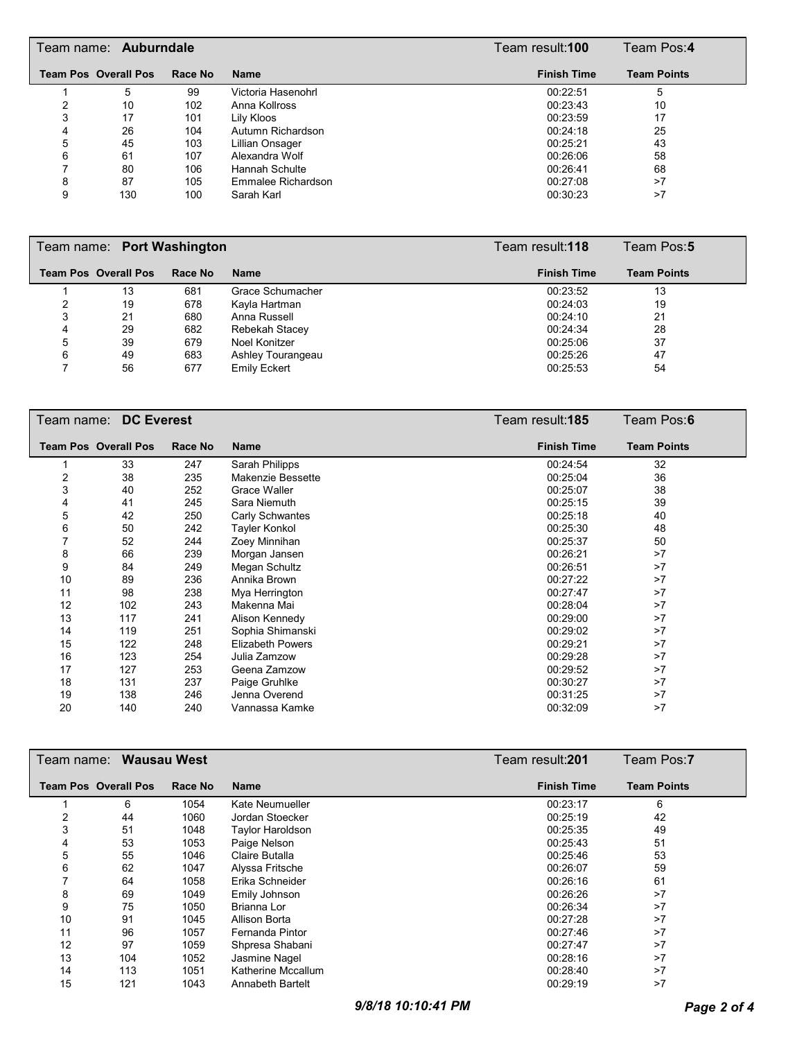## Team name: Auburndale — Team result: 100 — Team Pos: 4

| Team Pos | Overall Pos | Race No | Name | Finish Time | Team Points |
|---|---|---|---|---|---|
| 1 | 5 | 99 | Victoria Hasenohrl | 00:22:51 | 5 |
| 2 | 10 | 102 | Anna Kollross | 00:23:43 | 10 |
| 3 | 17 | 101 | Lily Kloos | 00:23:59 | 17 |
| 4 | 26 | 104 | Autumn Richardson | 00:24:18 | 25 |
| 5 | 45 | 103 | Lillian Onsager | 00:25:21 | 43 |
| 6 | 61 | 107 | Alexandra Wolf | 00:26:06 | 58 |
| 7 | 80 | 106 | Hannah Schulte | 00:26:41 | 68 |
| 8 | 87 | 105 | Emmalee Richardson | 00:27:08 | >7 |
| 9 | 130 | 100 | Sarah Karl | 00:30:23 | >7 |

## Team name: Port Washington — Team result: 118 — Team Pos: 5

| Team Pos | Overall Pos | Race No | Name | Finish Time | Team Points |
|---|---|---|---|---|---|
| 1 | 13 | 681 | Grace Schumacher | 00:23:52 | 13 |
| 2 | 19 | 678 | Kayla Hartman | 00:24:03 | 19 |
| 3 | 21 | 680 | Anna Russell | 00:24:10 | 21 |
| 4 | 29 | 682 | Rebekah Stacey | 00:24:34 | 28 |
| 5 | 39 | 679 | Noel Konitzer | 00:25:06 | 37 |
| 6 | 49 | 683 | Ashley Tourangeau | 00:25:26 | 47 |
| 7 | 56 | 677 | Emily Eckert | 00:25:53 | 54 |

## Team name: DC Everest — Team result: 185 — Team Pos: 6

| Team Pos | Overall Pos | Race No | Name | Finish Time | Team Points |
|---|---|---|---|---|---|
| 1 | 33 | 247 | Sarah Philipps | 00:24:54 | 32 |
| 2 | 38 | 235 | Makenzie Bessette | 00:25:04 | 36 |
| 3 | 40 | 252 | Grace Waller | 00:25:07 | 38 |
| 4 | 41 | 245 | Sara Niemuth | 00:25:15 | 39 |
| 5 | 42 | 250 | Carly Schwantes | 00:25:18 | 40 |
| 6 | 50 | 242 | Tayler Konkol | 00:25:30 | 48 |
| 7 | 52 | 244 | Zoey Minnihan | 00:25:37 | 50 |
| 8 | 66 | 239 | Morgan Jansen | 00:26:21 | >7 |
| 9 | 84 | 249 | Megan Schultz | 00:26:51 | >7 |
| 10 | 89 | 236 | Annika Brown | 00:27:22 | >7 |
| 11 | 98 | 238 | Mya Herrington | 00:27:47 | >7 |
| 12 | 102 | 243 | Makenna Mai | 00:28:04 | >7 |
| 13 | 117 | 241 | Alison Kennedy | 00:29:00 | >7 |
| 14 | 119 | 251 | Sophia Shimanski | 00:29:02 | >7 |
| 15 | 122 | 248 | Elizabeth Powers | 00:29:21 | >7 |
| 16 | 123 | 254 | Julia Zamzow | 00:29:28 | >7 |
| 17 | 127 | 253 | Geena Zamzow | 00:29:52 | >7 |
| 18 | 131 | 237 | Paige Gruhlke | 00:30:27 | >7 |
| 19 | 138 | 246 | Jenna Overend | 00:31:25 | >7 |
| 20 | 140 | 240 | Vannassa Kamke | 00:32:09 | >7 |

## Team name: Wausau West — Team result: 201 — Team Pos: 7

| Team Pos | Overall Pos | Race No | Name | Finish Time | Team Points |
|---|---|---|---|---|---|
| 1 | 6 | 1054 | Kate Neumueller | 00:23:17 | 6 |
| 2 | 44 | 1060 | Jordan Stoecker | 00:25:19 | 42 |
| 3 | 51 | 1048 | Taylor Haroldson | 00:25:35 | 49 |
| 4 | 53 | 1053 | Paige Nelson | 00:25:43 | 51 |
| 5 | 55 | 1046 | Claire Butalla | 00:25:46 | 53 |
| 6 | 62 | 1047 | Alyssa Fritsche | 00:26:07 | 59 |
| 7 | 64 | 1058 | Erika Schneider | 00:26:16 | 61 |
| 8 | 69 | 1049 | Emily Johnson | 00:26:26 | >7 |
| 9 | 75 | 1050 | Brianna Lor | 00:26:34 | >7 |
| 10 | 91 | 1045 | Allison Borta | 00:27:28 | >7 |
| 11 | 96 | 1057 | Fernanda Pintor | 00:27:46 | >7 |
| 12 | 97 | 1059 | Shpresa Shabani | 00:27:47 | >7 |
| 13 | 104 | 1052 | Jasmine Nagel | 00:28:16 | >7 |
| 14 | 113 | 1051 | Katherine Mccallum | 00:28:40 | >7 |
| 15 | 121 | 1043 | Annabeth Bartelt | 00:29:19 | >7 |

*9/8/18 10:10:41 PM*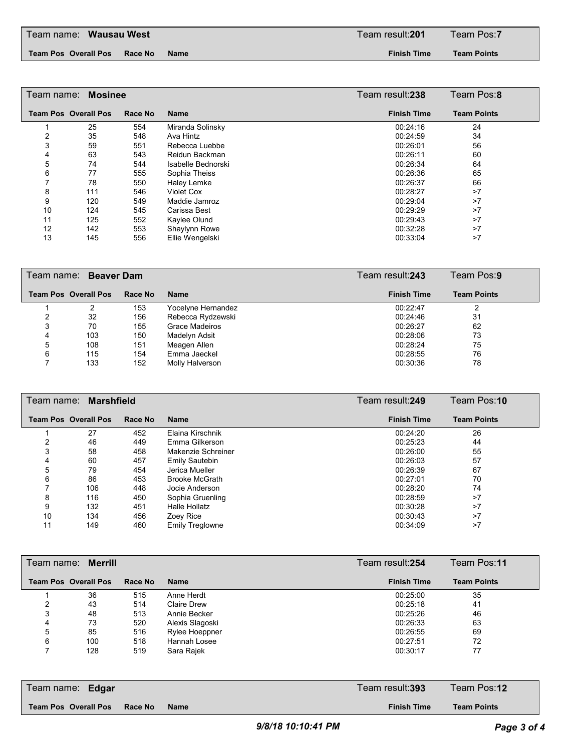| Team name: **Wausau West** | | | | Team result: **201** | Team Pos: **7** |
|---|---|---|---|---|---|
| **Team Pos** | **Overall Pos** | **Race No** | **Name** | **Finish Time** | **Team Points** |

| Team name: **Mosinee** | | | | Team result: **238** | Team Pos: **8** |
|---|---|---|---|---|---|
| **Team Pos** | **Overall Pos** | **Race No** | **Name** | **Finish Time** | **Team Points** |
| 1 | 25 | 554 | Miranda Solinsky | 00:24:16 | 24 |
| 2 | 35 | 548 | Ava Hintz | 00:24:59 | 34 |
| 3 | 59 | 551 | Rebecca Luebbe | 00:26:01 | 56 |
| 4 | 63 | 543 | Reidun Backman | 00:26:11 | 60 |
| 5 | 74 | 544 | Isabelle Bednorski | 00:26:34 | 64 |
| 6 | 77 | 555 | Sophia Theiss | 00:26:36 | 65 |
| 7 | 78 | 550 | Haley Lemke | 00:26:37 | 66 |
| 8 | 111 | 546 | Violet Cox | 00:28:27 | >7 |
| 9 | 120 | 549 | Maddie Jamroz | 00:29:04 | >7 |
| 10 | 124 | 545 | Carissa Best | 00:29:29 | >7 |
| 11 | 125 | 552 | Kaylee Olund | 00:29:43 | >7 |
| 12 | 142 | 553 | Shaylynn Rowe | 00:32:28 | >7 |
| 13 | 145 | 556 | Ellie Wengelski | 00:33:04 | >7 |

| Team name: **Beaver Dam** | | | | Team result: **243** | Team Pos: **9** |
|---|---|---|---|---|---|
| **Team Pos** | **Overall Pos** | **Race No** | **Name** | **Finish Time** | **Team Points** |
| 1 | 2 | 153 | Yocelyne Hernandez | 00:22:47 | 2 |
| 2 | 32 | 156 | Rebecca Rydzewski | 00:24:46 | 31 |
| 3 | 70 | 155 | Grace Madeiros | 00:26:27 | 62 |
| 4 | 103 | 150 | Madelyn Adsit | 00:28:06 | 73 |
| 5 | 108 | 151 | Meagen Allen | 00:28:24 | 75 |
| 6 | 115 | 154 | Emma Jaeckel | 00:28:55 | 76 |
| 7 | 133 | 152 | Molly Halverson | 00:30:36 | 78 |

| Team name: **Marshfield** | | | | Team result: **249** | Team Pos: **10** |
|---|---|---|---|---|---|
| **Team Pos** | **Overall Pos** | **Race No** | **Name** | **Finish Time** | **Team Points** |
| 1 | 27 | 452 | Elaina Kirschnik | 00:24:20 | 26 |
| 2 | 46 | 449 | Emma Gilkerson | 00:25:23 | 44 |
| 3 | 58 | 458 | Makenzie Schreiner | 00:26:00 | 55 |
| 4 | 60 | 457 | Emily Sautebin | 00:26:03 | 57 |
| 5 | 79 | 454 | Jerica Mueller | 00:26:39 | 67 |
| 6 | 86 | 453 | Brooke McGrath | 00:27:01 | 70 |
| 7 | 106 | 448 | Jocie Anderson | 00:28:20 | 74 |
| 8 | 116 | 450 | Sophia Gruenling | 00:28:59 | >7 |
| 9 | 132 | 451 | Halle Hollatz | 00:30:28 | >7 |
| 10 | 134 | 456 | Zoey Rice | 00:30:43 | >7 |
| 11 | 149 | 460 | Emily Treglowne | 00:34:09 | >7 |

| Team name: **Merrill** | | | | Team result: **254** | Team Pos: **11** |
|---|---|---|---|---|---|
| **Team Pos** | **Overall Pos** | **Race No** | **Name** | **Finish Time** | **Team Points** |
| 1 | 36 | 515 | Anne Herdt | 00:25:00 | 35 |
| 2 | 43 | 514 | Claire Drew | 00:25:18 | 41 |
| 3 | 48 | 513 | Annie Becker | 00:25:26 | 46 |
| 4 | 73 | 520 | Alexis Slagoski | 00:26:33 | 63 |
| 5 | 85 | 516 | Rylee Hoeppner | 00:26:55 | 69 |
| 6 | 100 | 518 | Hannah Losee | 00:27:51 | 72 |
| 7 | 128 | 519 | Sara Rajek | 00:30:17 | 77 |

| Team name: **Edgar** | | | | Team result: **393** | Team Pos: **12** |
|---|---|---|---|---|---|
| **Team Pos** | **Overall Pos** | **Race No** | **Name** | **Finish Time** | **Team Points** |

*9/8/18 10:10:41 PM*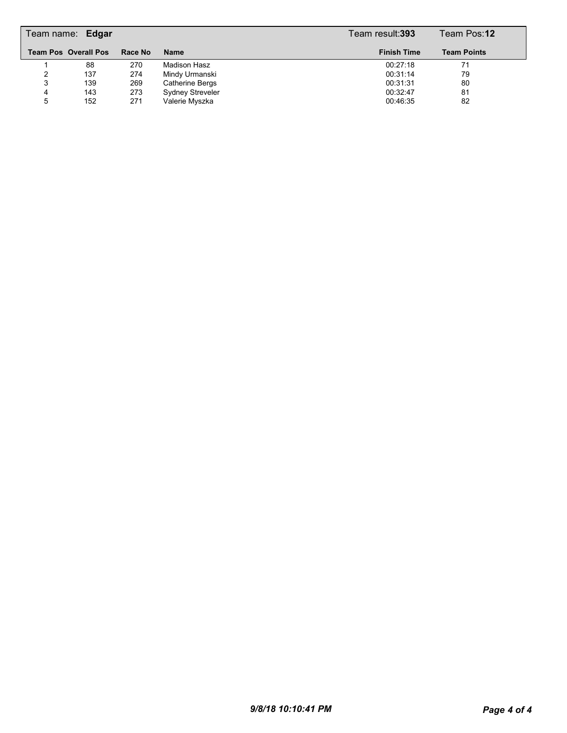Team name: **Edgar** Team result:**393** Team Pos:**12**

| Team Pos | Overall Pos | Race No | Name | Finish Time | Team Points |
|---|---|---|---|---|---|
| 1 | 88 | 270 | Madison Hasz | 00:27:18 | 71 |
| 2 | 137 | 274 | Mindy Urmanski | 00:31:14 | 79 |
| 3 | 139 | 269 | Catherine Bergs | 00:31:31 | 80 |
| 4 | 143 | 273 | Sydney Streveler | 00:32:47 | 81 |
| 5 | 152 | 271 | Valerie Myszka | 00:46:35 | 82 |

***9/8/18 10:10:41 PM***